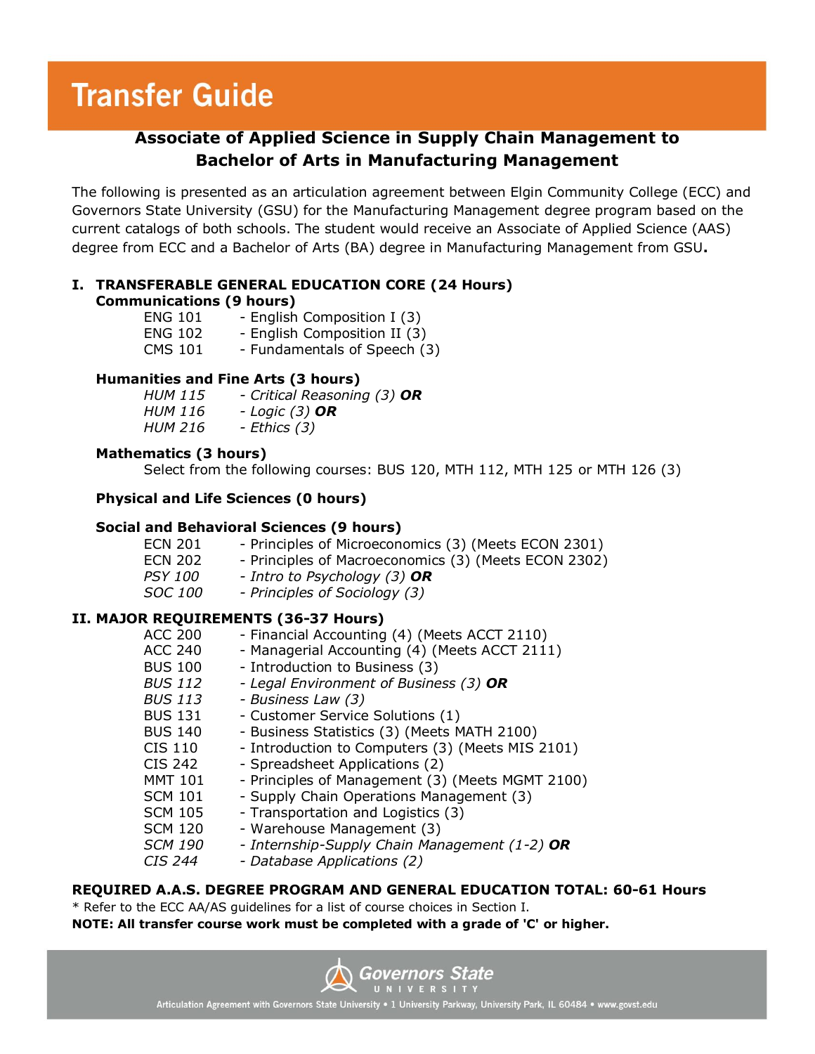# Transfer Guide

## Associate of Applied Science in Supply Chain Management to Bachelor of Arts in Manufacturing Management

The following is presented as an articulation agreement between Elgin Community College (ECC) and Governors State University (GSU) for the Manufacturing Management degree program based on the current catalogs of both schools. The student would receive an Associate of Applied Science (AAS) degree from ECC and a Bachelor of Arts (BA) degree in Manufacturing Management from GSU**.**

### I. TRANSFERABLE GENERAL EDUCATION CORE (24 Hours)

**Communications (9 hours)**

- ENG 101 - English Composition I (3)
- ENG 102 - English Composition II (3)
- CMS 101 - Fundamentals of Speech (3)

**Humanities and Fine Arts (3 hours)**

- *HUM 115 - Critical Reasoning (3)* ***OR***
- *HUM 116 - Logic (3)* ***OR***
- *HUM 216 - Ethics (3)*

**Mathematics (3 hours)**

Select from the following courses: BUS 120, MTH 112, MTH 125 or MTH 126 (3)

**Physical and Life Sciences (0 hours)**

**Social and Behavioral Sciences (9 hours)**

- ECN 201 - Principles of Microeconomics (3) (Meets ECON 2301)
- ECN 202 - Principles of Macroeconomics (3) (Meets ECON 2302)
- *PSY 100 - Intro to Psychology (3)* ***OR***
- *SOC 100 - Principles of Sociology (3)*

### II. MAJOR REQUIREMENTS (36-37 Hours)

- ACC 200 - Financial Accounting (4) (Meets ACCT 2110)
- ACC 240 - Managerial Accounting (4) (Meets ACCT 2111)
- BUS 100 - Introduction to Business (3)
- *BUS 112 - Legal Environment of Business (3)* ***OR***
- *BUS 113 - Business Law (3)*
- BUS 131 - Customer Service Solutions (1)
- BUS 140 - Business Statistics (3) (Meets MATH 2100)
- CIS 110 - Introduction to Computers (3) (Meets MIS 2101)
- CIS 242 - Spreadsheet Applications (2)
- MMT 101 - Principles of Management (3) (Meets MGMT 2100)
- SCM 101 - Supply Chain Operations Management (3)
- SCM 105 - Transportation and Logistics (3)
- SCM 120 - Warehouse Management (3)
- *SCM 190 - Internship-Supply Chain Management (1-2)* ***OR***
- *CIS 244 - Database Applications (2)*

**REQUIRED A.A.S. DEGREE PROGRAM AND GENERAL EDUCATION TOTAL: 60-61 Hours**

* Refer to the ECC AA/AS guidelines for a list of course choices in Section I.

**NOTE: All transfer course work must be completed with a grade of 'C' or higher.**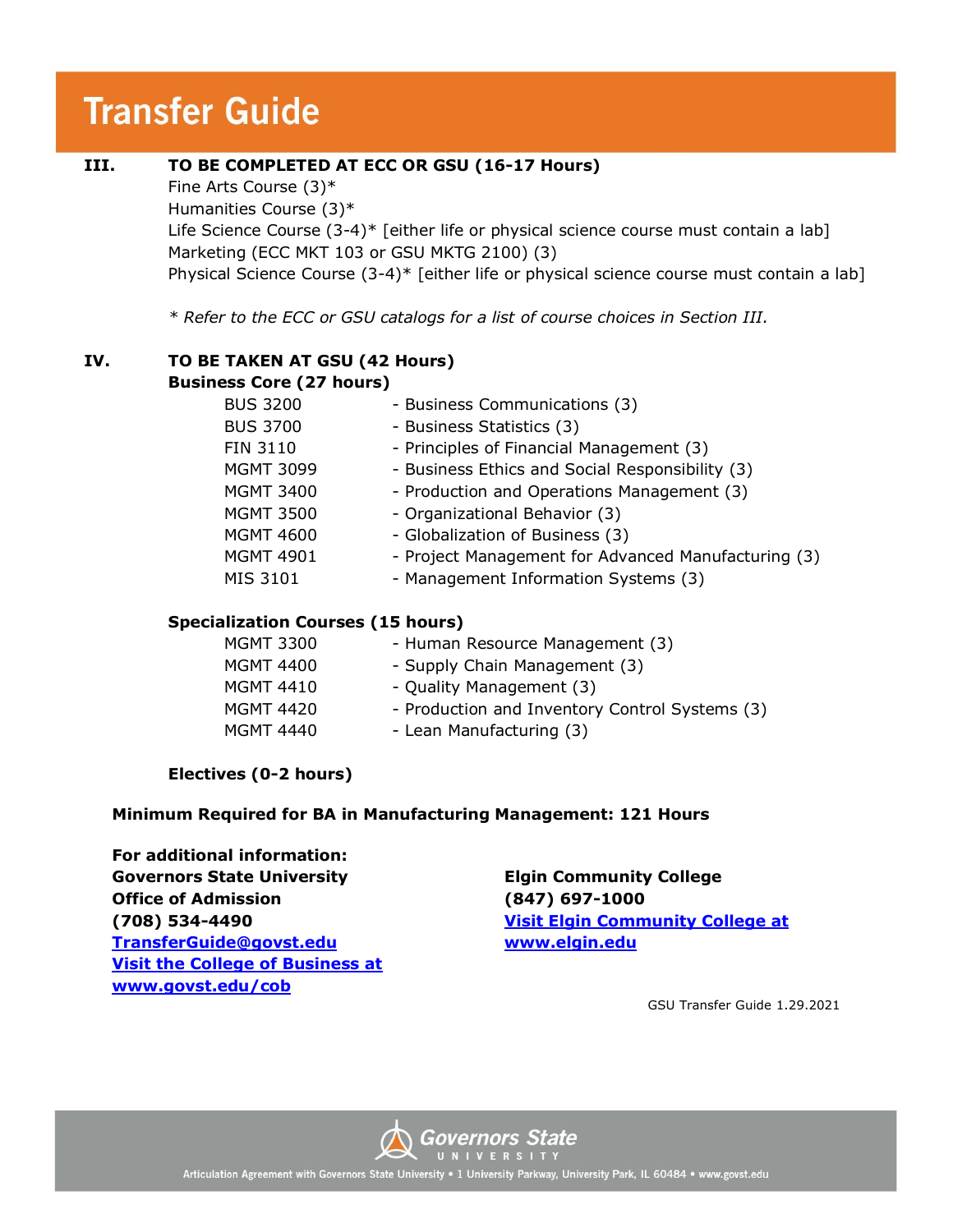# Transfer Guide

**III. TO BE COMPLETED AT ECC OR GSU (16-17 Hours)**

Fine Arts Course (3)*
Humanities Course (3)*
Life Science Course (3-4)* [either life or physical science course must contain a lab]
Marketing (ECC MKT 103 or GSU MKTG 2100) (3)
Physical Science Course (3-4)* [either life or physical science course must contain a lab]

*\* Refer to the ECC or GSU catalogs for a list of course choices in Section III.*

**IV. TO BE TAKEN AT GSU (42 Hours)**

**Business Core (27 hours)**

| | |
|---|---|
| BUS 3200 | - Business Communications (3) |
| BUS 3700 | - Business Statistics (3) |
| FIN 3110 | - Principles of Financial Management (3) |
| MGMT 3099 | - Business Ethics and Social Responsibility (3) |
| MGMT 3400 | - Production and Operations Management (3) |
| MGMT 3500 | - Organizational Behavior (3) |
| MGMT 4600 | - Globalization of Business (3) |
| MGMT 4901 | - Project Management for Advanced Manufacturing (3) |
| MIS 3101 | - Management Information Systems (3) |

**Specialization Courses (15 hours)**

| | |
|---|---|
| MGMT 3300 | - Human Resource Management (3) |
| MGMT 4400 | - Supply Chain Management (3) |
| MGMT 4410 | - Quality Management (3) |
| MGMT 4420 | - Production and Inventory Control Systems (3) |
| MGMT 4440 | - Lean Manufacturing (3) |

**Electives (0-2 hours)**

**Minimum Required for BA in Manufacturing Management: 121 Hours**

**For additional information:**
**Governors State University**
**Office of Admission**
**(708) 534-4490**
**[TransferGuide@govst.edu](mailto:TransferGuide@govst.edu)**
**[Visit the College of Business at www.govst.edu/cob](http://www.govst.edu/cob)**

**Elgin Community College**
**(847) 697-1000**
**[Visit Elgin Community College at www.elgin.edu](http://www.elgin.edu)**

GSU Transfer Guide 1.29.2021

Governors State University

Articulation Agreement with Governors State University • 1 University Parkway, University Park, IL 60484 • www.govst.edu